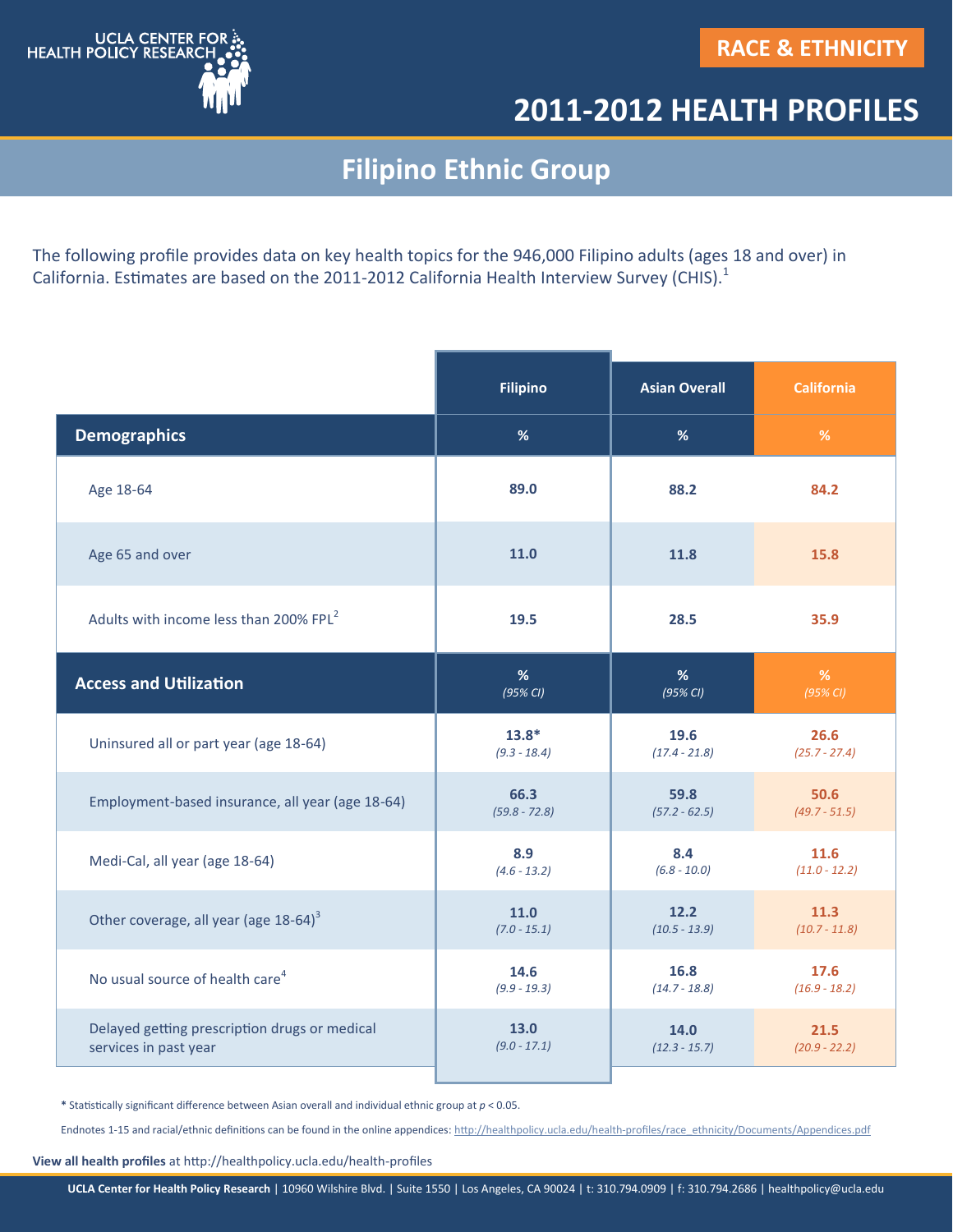UCLA CENTER FOR HEALTH POLICY RESEARCH

RACE & ETHNICITY

# 2011-2012 HEALTH PROFILES

## Filipino Ethnic Group

The following profile provides data on key health topics for the 946,000 Filipino adults (ages 18 and over) in California. Estimates are based on the 2011-2012 California Health Interview Survey (CHIS).[1]

| | Filipino | Asian Overall | California |
|---|---|---|---|
| **Demographics** | % | % | % |
| Age 18-64 | 89.0 | 88.2 | 84.2 |
| Age 65 and over | 11.0 | 11.8 | 15.8 |
| Adults with income less than 200% FPL[2] | 19.5 | 28.5 | 35.9 |
| **Access and Utilization** | % *(95% CI)* | % *(95% CI)* | % *(95% CI)* |
| Uninsured all or part year (age 18-64) | 13.8* *(9.3 - 18.4)* | 19.6 *(17.4 - 21.8)* | 26.6 *(25.7 - 27.4)* |
| Employment-based insurance, all year (age 18-64) | 66.3 *(59.8 - 72.8)* | 59.8 *(57.2 - 62.5)* | 50.6 *(49.7 - 51.5)* |
| Medi-Cal, all year (age 18-64) | 8.9 *(4.6 - 13.2)* | 8.4 *(6.8 - 10.0)* | 11.6 *(11.0 - 12.2)* |
| Other coverage, all year (age 18-64)[3] | 11.0 *(7.0 - 15.1)* | 12.2 *(10.5 - 13.9)* | 11.3 *(10.7 - 11.8)* |
| No usual source of health care[4] | 14.6 *(9.9 - 19.3)* | 16.8 *(14.7 - 18.8)* | 17.6 *(16.9 - 18.2)* |
| Delayed getting prescription drugs or medical services in past year | 13.0 *(9.0 - 17.1)* | 14.0 *(12.3 - 15.7)* | 21.5 *(20.9 - 22.2)* |

**\*** Statistically significant difference between Asian overall and individual ethnic group at $p < 0.05$.

Endnotes 1-15 and racial/ethnic definitions can be found in the online appendices: http://healthpolicy.ucla.edu/health-profiles/race_ethnicity/Documents/Appendices.pdf

**View all health profiles** at http://healthpolicy.ucla.edu/health-profiles

**UCLA Center for Health Policy Research** | 10960 Wilshire Blvd. | Suite 1550 | Los Angeles, CA 90024 | t: 310.794.0909 | f: 310.794.2686 | healthpolicy@ucla.edu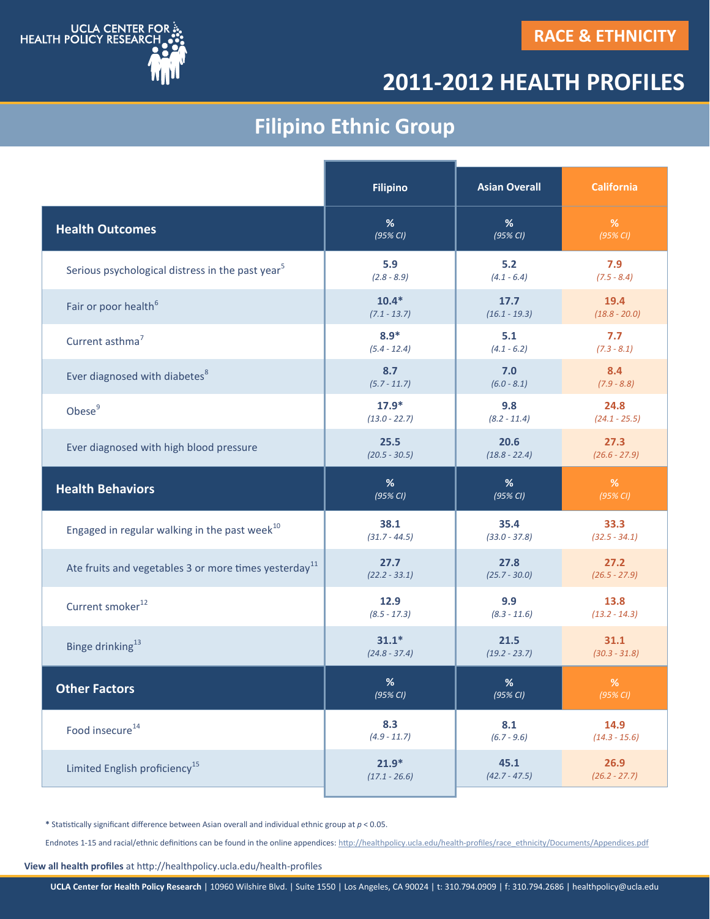UCLA CENTER FOR HEALTH POLICY RESEARCH

RACE & ETHNICITY

# 2011-2012 HEALTH PROFILES

## Filipino Ethnic Group

| | Filipino | Asian Overall | California |
|---|---|---|---|
| **Health Outcomes** | % *(95% CI)* | % *(95% CI)* | % *(95% CI)* |
| Serious psychological distress in the past year[5] | 5.9 *(2.8 - 8.9)* | 5.2 *(4.1 - 6.4)* | 7.9 *(7.5 - 8.4)* |
| Fair or poor health[6] | 10.4* *(7.1 - 13.7)* | 17.7 *(16.1 - 19.3)* | 19.4 *(18.8 - 20.0)* |
| Current asthma[7] | 8.9* *(5.4 - 12.4)* | 5.1 *(4.1 - 6.2)* | 7.7 *(7.3 - 8.1)* |
| Ever diagnosed with diabetes[8] | 8.7 *(5.7 - 11.7)* | 7.0 *(6.0 - 8.1)* | 8.4 *(7.9 - 8.8)* |
| Obese[9] | 17.9* *(13.0 - 22.7)* | 9.8 *(8.2 - 11.4)* | 24.8 *(24.1 - 25.5)* |
| Ever diagnosed with high blood pressure | 25.5 *(20.5 - 30.5)* | 20.6 *(18.8 - 22.4)* | 27.3 *(26.6 - 27.9)* |
| **Health Behaviors** | % *(95% CI)* | % *(95% CI)* | % *(95% CI)* |
| Engaged in regular walking in the past week[10] | 38.1 *(31.7 - 44.5)* | 35.4 *(33.0 - 37.8)* | 33.3 *(32.5 - 34.1)* |
| Ate fruits and vegetables 3 or more times yesterday[11] | 27.7 *(22.2 - 33.1)* | 27.8 *(25.7 - 30.0)* | 27.2 *(26.5 - 27.9)* |
| Current smoker[12] | 12.9 *(8.5 - 17.3)* | 9.9 *(8.3 - 11.6)* | 13.8 *(13.2 - 14.3)* |
| Binge drinking[13] | 31.1* *(24.8 - 37.4)* | 21.5 *(19.2 - 23.7)* | 31.1 *(30.3 - 31.8)* |
| **Other Factors** | % *(95% CI)* | % *(95% CI)* | % *(95% CI)* |
| Food insecure[14] | 8.3 *(4.9 - 11.7)* | 8.1 *(6.7 - 9.6)* | 14.9 *(14.3 - 15.6)* |
| Limited English proficiency[15] | 21.9* *(17.1 - 26.6)* | 45.1 *(42.7 - 47.5)* | 26.9 *(26.2 - 27.7)* |

**\*** Statistically significant difference between Asian overall and individual ethnic group at $p < 0.05$.

Endnotes 1-15 and racial/ethnic definitions can be found in the online appendices: http://healthpolicy.ucla.edu/health-profiles/race_ethnicity/Documents/Appendices.pdf

**View all health profiles** at http://healthpolicy.ucla.edu/health-profiles

**UCLA Center for Health Policy Research** | 10960 Wilshire Blvd. | Suite 1550 | Los Angeles, CA 90024 | t: 310.794.0909 | f: 310.794.2686 | healthpolicy@ucla.edu